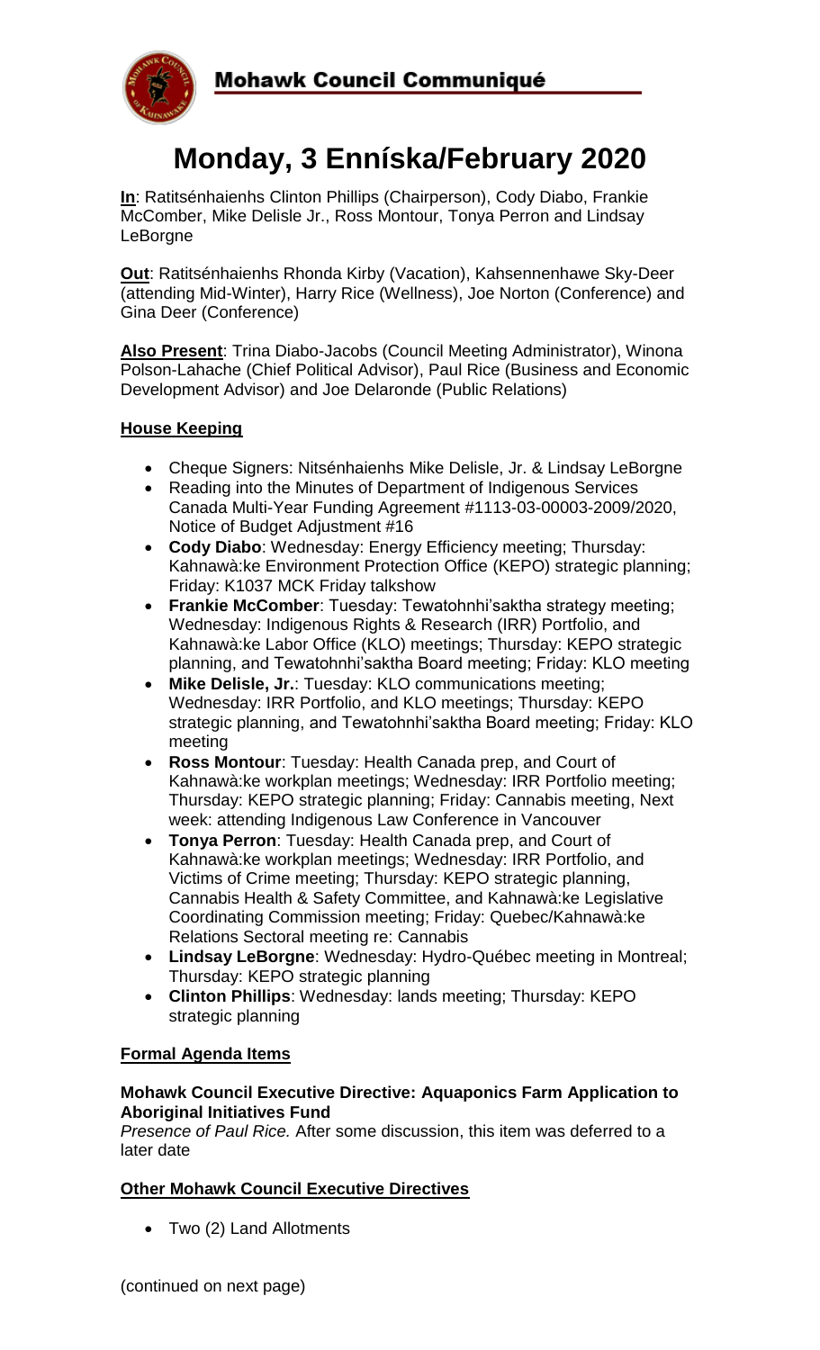## Mohawk Council Communiqué

# Monday, 3 Enníska/February 2020

**In**: Ratitsénhaienhs Clinton Phillips (Chairperson), Cody Diabo, Frankie McComber, Mike Delisle Jr., Ross Montour, Tonya Perron and Lindsay LeBorgne

**Out**: Ratitsénhaienhs Rhonda Kirby (Vacation), Kahsennenhawe Sky-Deer (attending Mid-Winter), Harry Rice (Wellness), Joe Norton (Conference) and Gina Deer (Conference)

**Also Present**: Trina Diabo-Jacobs (Council Meeting Administrator), Winona Polson-Lahache (Chief Political Advisor), Paul Rice (Business and Economic Development Advisor) and Joe Delaronde (Public Relations)

### House Keeping

- Cheque Signers: Nitsénhaienhs Mike Delisle, Jr. & Lindsay LeBorgne
- Reading into the Minutes of Department of Indigenous Services Canada Multi-Year Funding Agreement #1113-03-00003-2009/2020, Notice of Budget Adjustment #16
- **Cody Diabo**: Wednesday: Energy Efficiency meeting; Thursday: Kahnawà:ke Environment Protection Office (KEPO) strategic planning; Friday: K1037 MCK Friday talkshow
- **Frankie McComber**: Tuesday: Tewatohnhi'saktha strategy meeting; Wednesday: Indigenous Rights & Research (IRR) Portfolio, and Kahnawà:ke Labor Office (KLO) meetings; Thursday: KEPO strategic planning, and Tewatohnhi'saktha Board meeting; Friday: KLO meeting
- **Mike Delisle, Jr.**: Tuesday: KLO communications meeting; Wednesday: IRR Portfolio, and KLO meetings; Thursday: KEPO strategic planning, and Tewatohnhi'saktha Board meeting; Friday: KLO meeting
- **Ross Montour**: Tuesday: Health Canada prep, and Court of Kahnawà:ke workplan meetings; Wednesday: IRR Portfolio meeting; Thursday: KEPO strategic planning; Friday: Cannabis meeting, Next week: attending Indigenous Law Conference in Vancouver
- **Tonya Perron**: Tuesday: Health Canada prep, and Court of Kahnawà:ke workplan meetings; Wednesday: IRR Portfolio, and Victims of Crime meeting; Thursday: KEPO strategic planning, Cannabis Health & Safety Committee, and Kahnawà:ke Legislative Coordinating Commission meeting; Friday: Quebec/Kahnawà:ke Relations Sectoral meeting re: Cannabis
- **Lindsay LeBorgne**: Wednesday: Hydro-Québec meeting in Montreal; Thursday: KEPO strategic planning
- **Clinton Phillips**: Wednesday: lands meeting; Thursday: KEPO strategic planning

### Formal Agenda Items

**Mohawk Council Executive Directive: Aquaponics Farm Application to Aboriginal Initiatives Fund**
*Presence of Paul Rice.* After some discussion, this item was deferred to a later date

### Other Mohawk Council Executive Directives

- Two (2) Land Allotments

(continued on next page)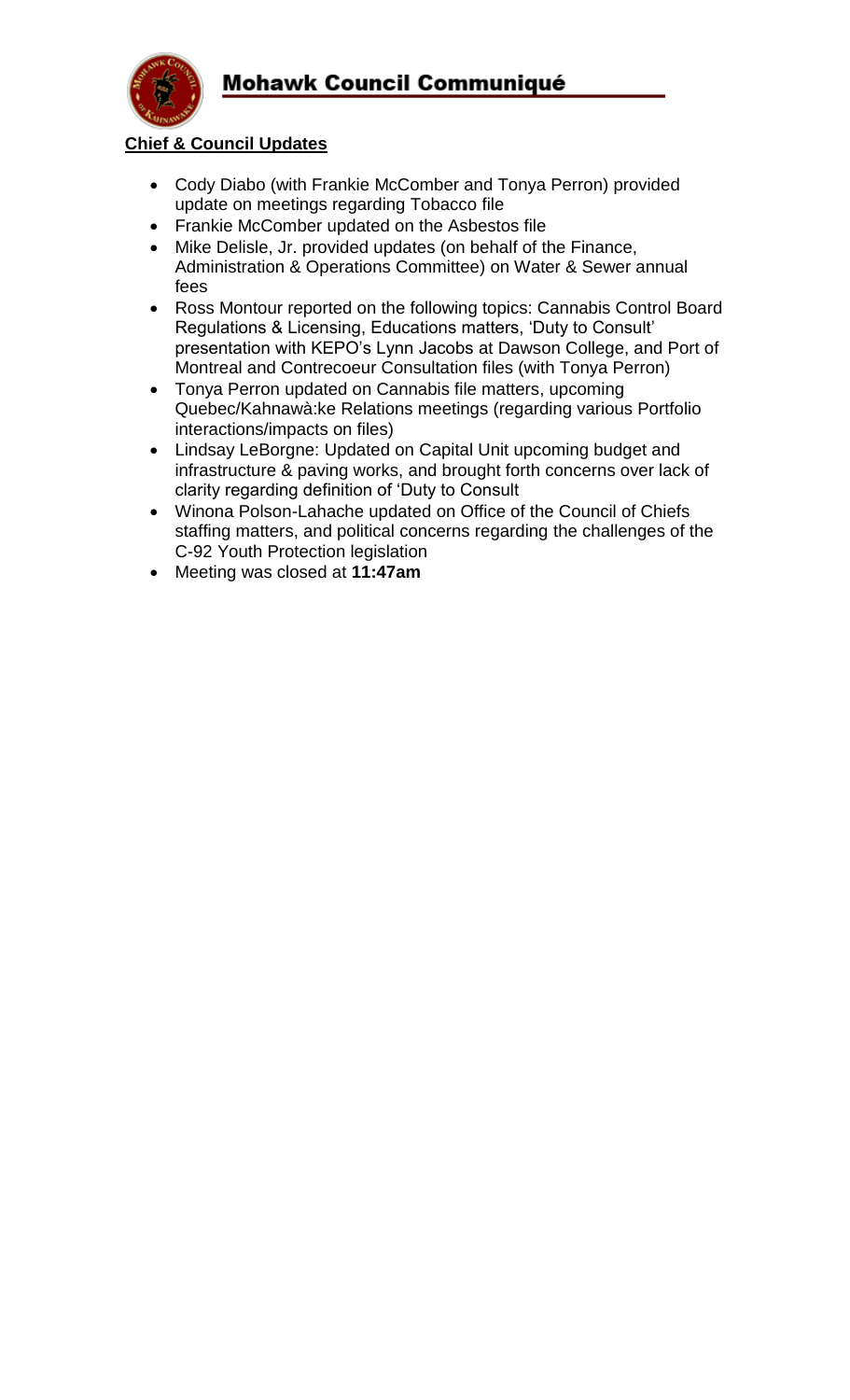## Chief & Council Updates

- Cody Diabo (with Frankie McComber and Tonya Perron) provided update on meetings regarding Tobacco file
- Frankie McComber updated on the Asbestos file
- Mike Delisle, Jr. provided updates (on behalf of the Finance, Administration & Operations Committee) on Water & Sewer annual fees
- Ross Montour reported on the following topics: Cannabis Control Board Regulations & Licensing, Educations matters, 'Duty to Consult' presentation with KEPO's Lynn Jacobs at Dawson College, and Port of Montreal and Contrecoeur Consultation files (with Tonya Perron)
- Tonya Perron updated on Cannabis file matters, upcoming Quebec/Kahnawà:ke Relations meetings (regarding various Portfolio interactions/impacts on files)
- Lindsay LeBorgne: Updated on Capital Unit upcoming budget and infrastructure & paving works, and brought forth concerns over lack of clarity regarding definition of 'Duty to Consult
- Winona Polson-Lahache updated on Office of the Council of Chiefs staffing matters, and political concerns regarding the challenges of the C-92 Youth Protection legislation
- Meeting was closed at **11:47am**